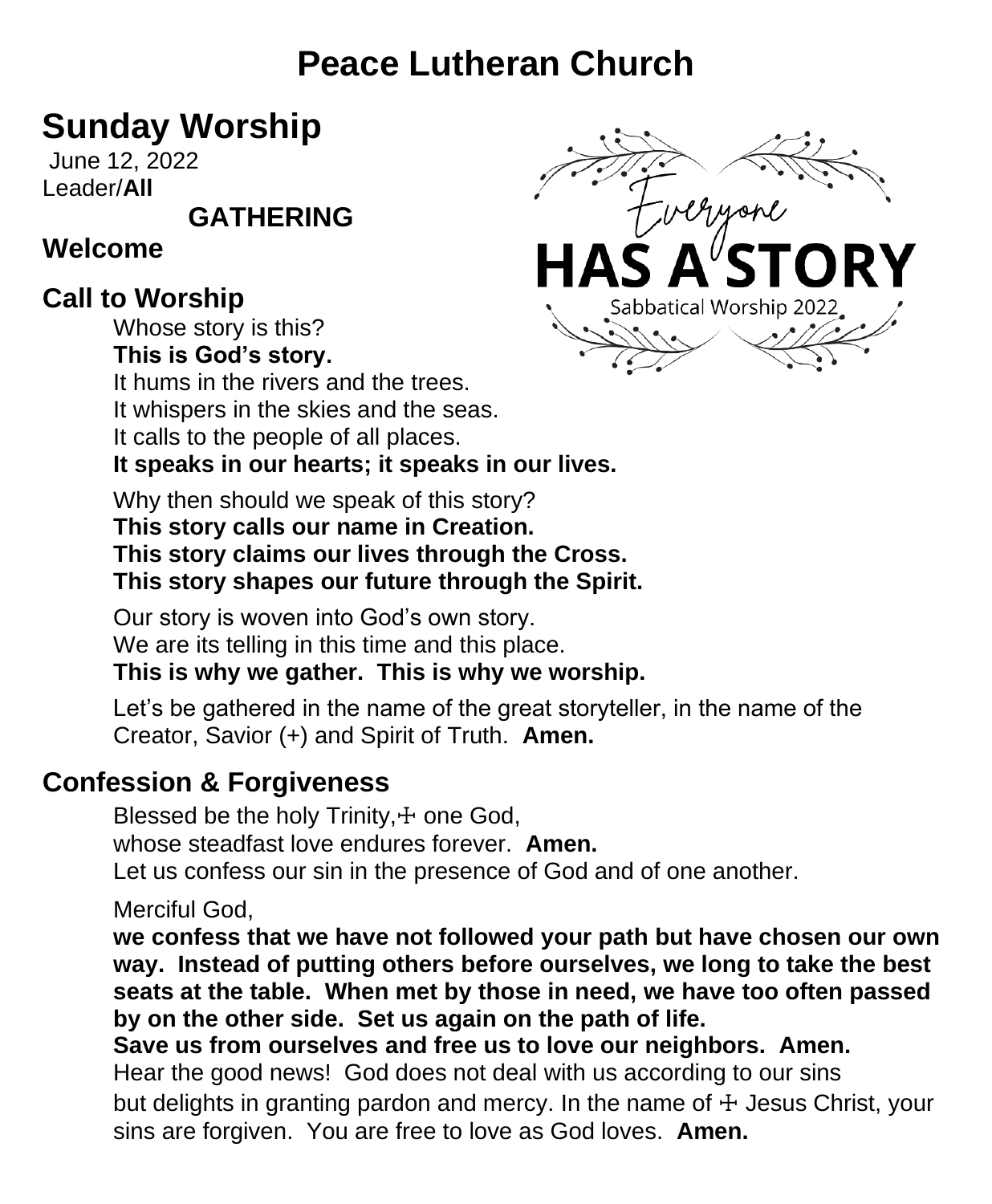# Peace Lutheran Church

## Sunday Worship

June 12, 2022

Leader/**All**

**GATHERING**

### Welcome

Everyone HAS A STORY

Sabbatical Worship 2022

### Call to Worship

Whose story is this?
**This is God's story.**
It hums in the rivers and the trees.
It whispers in the skies and the seas.
It calls to the people of all places.
**It speaks in our hearts; it speaks in our lives.**

Why then should we speak of this story?
**This story calls our name in Creation.**
**This story claims our lives through the Cross.**
**This story shapes our future through the Spirit.**

Our story is woven into God's own story.
We are its telling in this time and this place.
**This is why we gather. This is why we worship.**

Let's be gathered in the name of the great storyteller, in the name of the Creator, Savior (+) and Spirit of Truth. **Amen.**

### Confession & Forgiveness

Blessed be the holy Trinity,☩ one God,
whose steadfast love endures forever. **Amen.**
Let us confess our sin in the presence of God and of one another.

Merciful God,
**we confess that we have not followed your path but have chosen our own way. Instead of putting others before ourselves, we long to take the best seats at the table. When met by those in need, we have too often passed by on the other side. Set us again on the path of life.**
**Save us from ourselves and free us to love our neighbors. Amen.**
Hear the good news! God does not deal with us according to our sins but delights in granting pardon and mercy. In the name of ☩ Jesus Christ, your sins are forgiven. You are free to love as God loves. **Amen.**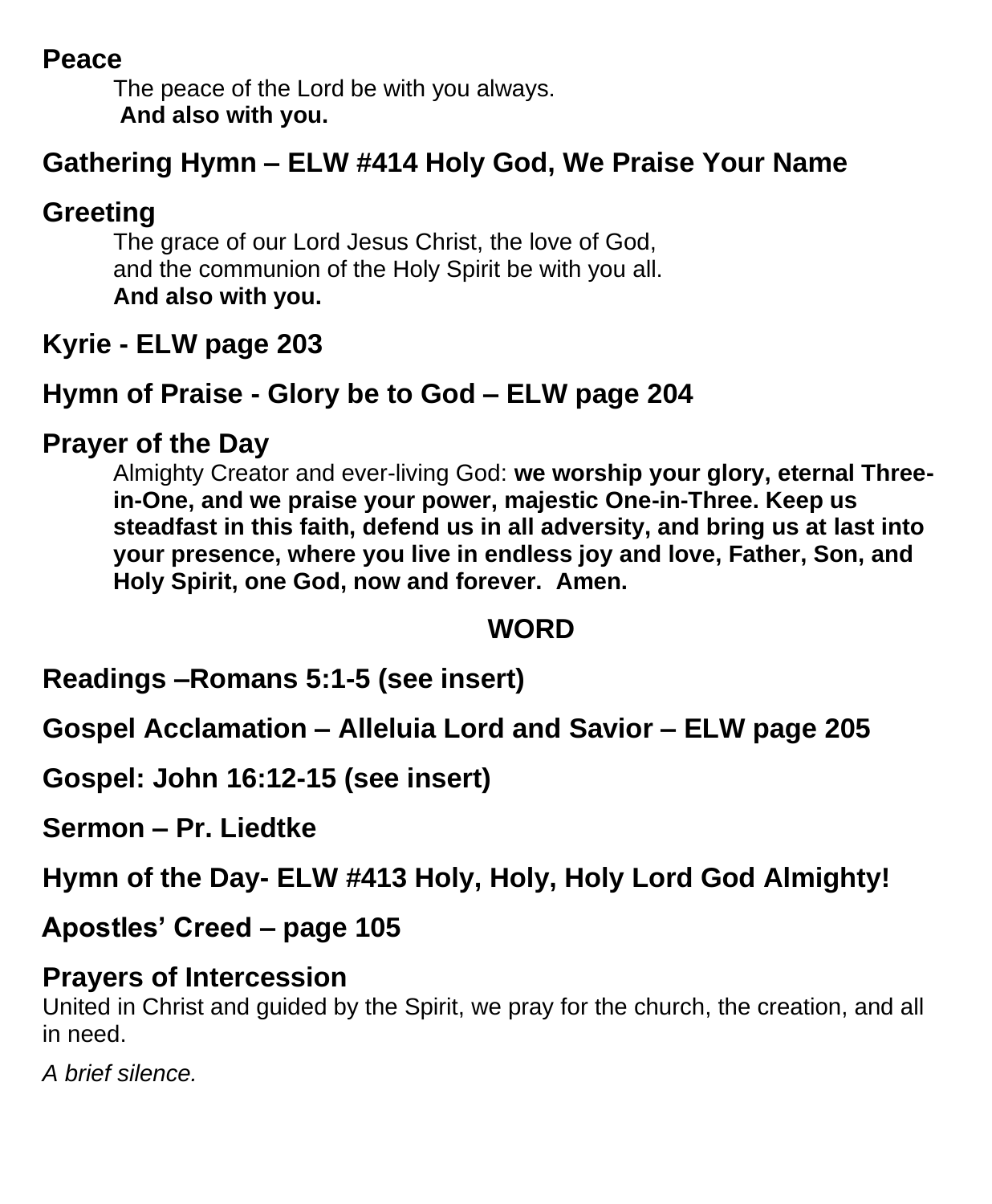## Peace

The peace of the Lord be with you always.
**And also with you.**

## Gathering Hymn – ELW #414 Holy God, We Praise Your Name

## Greeting

The grace of our Lord Jesus Christ, the love of God,
and the communion of the Holy Spirit be with you all.
**And also with you.**

## Kyrie - ELW page 203

## Hymn of Praise - Glory be to God – ELW page 204

## Prayer of the Day

Almighty Creator and ever-living God: **we worship your glory, eternal Three-in-One, and we praise your power, majestic One-in-Three. Keep us steadfast in this faith, defend us in all adversity, and bring us at last into your presence, where you live in endless joy and love, Father, Son, and Holy Spirit, one God, now and forever. Amen.**

# WORD

## Readings –Romans 5:1-5 (see insert)

## Gospel Acclamation – Alleluia Lord and Savior – ELW page 205

## Gospel: John 16:12-15 (see insert)

## Sermon – Pr. Liedtke

## Hymn of the Day- ELW #413 Holy, Holy, Holy Lord God Almighty!

## Apostles' Creed – page 105

## Prayers of Intercession

United in Christ and guided by the Spirit, we pray for the church, the creation, and all in need.

*A brief silence.*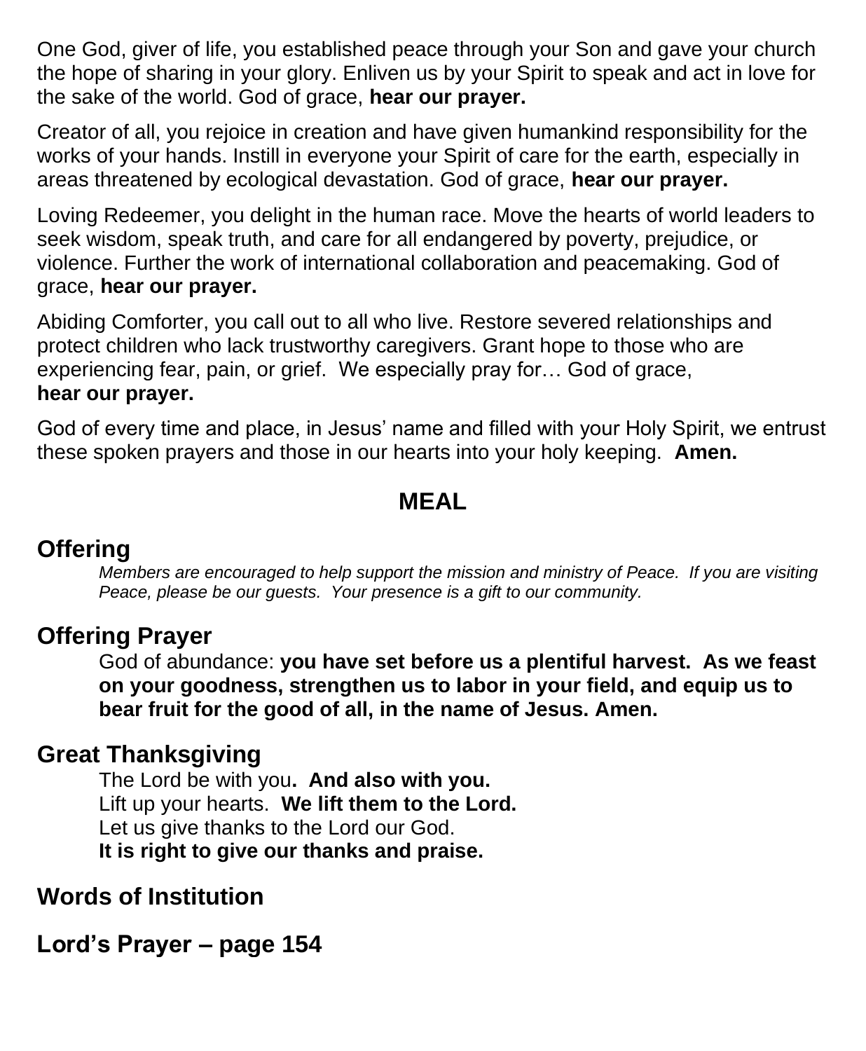One God, giver of life, you established peace through your Son and gave your church the hope of sharing in your glory. Enliven us by your Spirit to speak and act in love for the sake of the world. God of grace, **hear our prayer.**

Creator of all, you rejoice in creation and have given humankind responsibility for the works of your hands. Instill in everyone your Spirit of care for the earth, especially in areas threatened by ecological devastation. God of grace, **hear our prayer.**

Loving Redeemer, you delight in the human race. Move the hearts of world leaders to seek wisdom, speak truth, and care for all endangered by poverty, prejudice, or violence. Further the work of international collaboration and peacemaking. God of grace, **hear our prayer.**

Abiding Comforter, you call out to all who live. Restore severed relationships and protect children who lack trustworthy caregivers. Grant hope to those who are experiencing fear, pain, or grief. We especially pray for… God of grace, **hear our prayer.**

God of every time and place, in Jesus' name and filled with your Holy Spirit, we entrust these spoken prayers and those in our hearts into your holy keeping. **Amen.**

# MEAL

## Offering

*Members are encouraged to help support the mission and ministry of Peace. If you are visiting Peace, please be our guests. Your presence is a gift to our community.*

## Offering Prayer

God of abundance: **you have set before us a plentiful harvest. As we feast on your goodness, strengthen us to labor in your field, and equip us to bear fruit for the good of all, in the name of Jesus. Amen.**

## Great Thanksgiving

The Lord be with you**. And also with you.**
Lift up your hearts. **We lift them to the Lord.**
Let us give thanks to the Lord our God.
**It is right to give our thanks and praise.**

## Words of Institution

## Lord's Prayer – page 154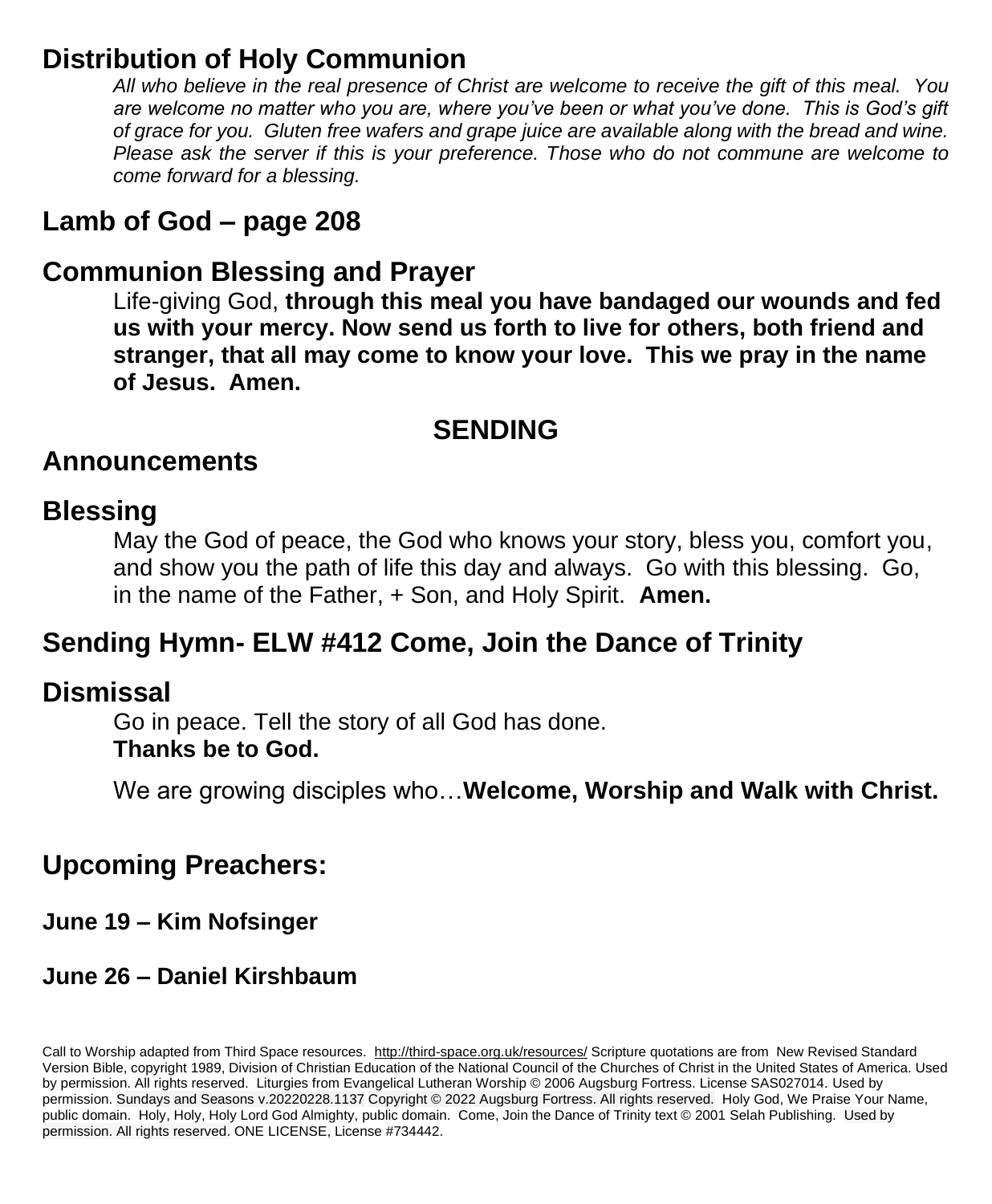## Distribution of Holy Communion

*All who believe in the real presence of Christ are welcome to receive the gift of this meal. You are welcome no matter who you are, where you've been or what you've done. This is God's gift of grace for you. Gluten free wafers and grape juice are available along with the bread and wine. Please ask the server if this is your preference. Those who do not commune are welcome to come forward for a blessing.*

## Lamb of God – page 208

## Communion Blessing and Prayer

Life-giving God, **through this meal you have bandaged our wounds and fed us with your mercy. Now send us forth to live for others, both friend and stranger, that all may come to know your love. This we pray in the name of Jesus. Amen.**

# SENDING

## Announcements

## Blessing

May the God of peace, the God who knows your story, bless you, comfort you, and show you the path of life this day and always. Go with this blessing. Go, in the name of the Father, + Son, and Holy Spirit. **Amen.**

## Sending Hymn- ELW #412 Come, Join the Dance of Trinity

## Dismissal

Go in peace. Tell the story of all God has done.
**Thanks be to God.**

We are growing disciples who…**Welcome, Worship and Walk with Christ.**

## Upcoming Preachers:

**June 19 – Kim Nofsinger**

**June 26 – Daniel Kirshbaum**

Call to Worship adapted from Third Space resources. http://third-space.org.uk/resources/ Scripture quotations are from New Revised Standard Version Bible, copyright 1989, Division of Christian Education of the National Council of the Churches of Christ in the United States of America. Used by permission. All rights reserved. Liturgies from Evangelical Lutheran Worship © 2006 Augsburg Fortress. License SAS027014. Used by permission. Sundays and Seasons v.20220228.1137 Copyright © 2022 Augsburg Fortress. All rights reserved. Holy God, We Praise Your Name, public domain. Holy, Holy, Holy Lord God Almighty, public domain. Come, Join the Dance of Trinity text © 2001 Selah Publishing. Used by permission. All rights reserved. ONE LICENSE, License #734442.